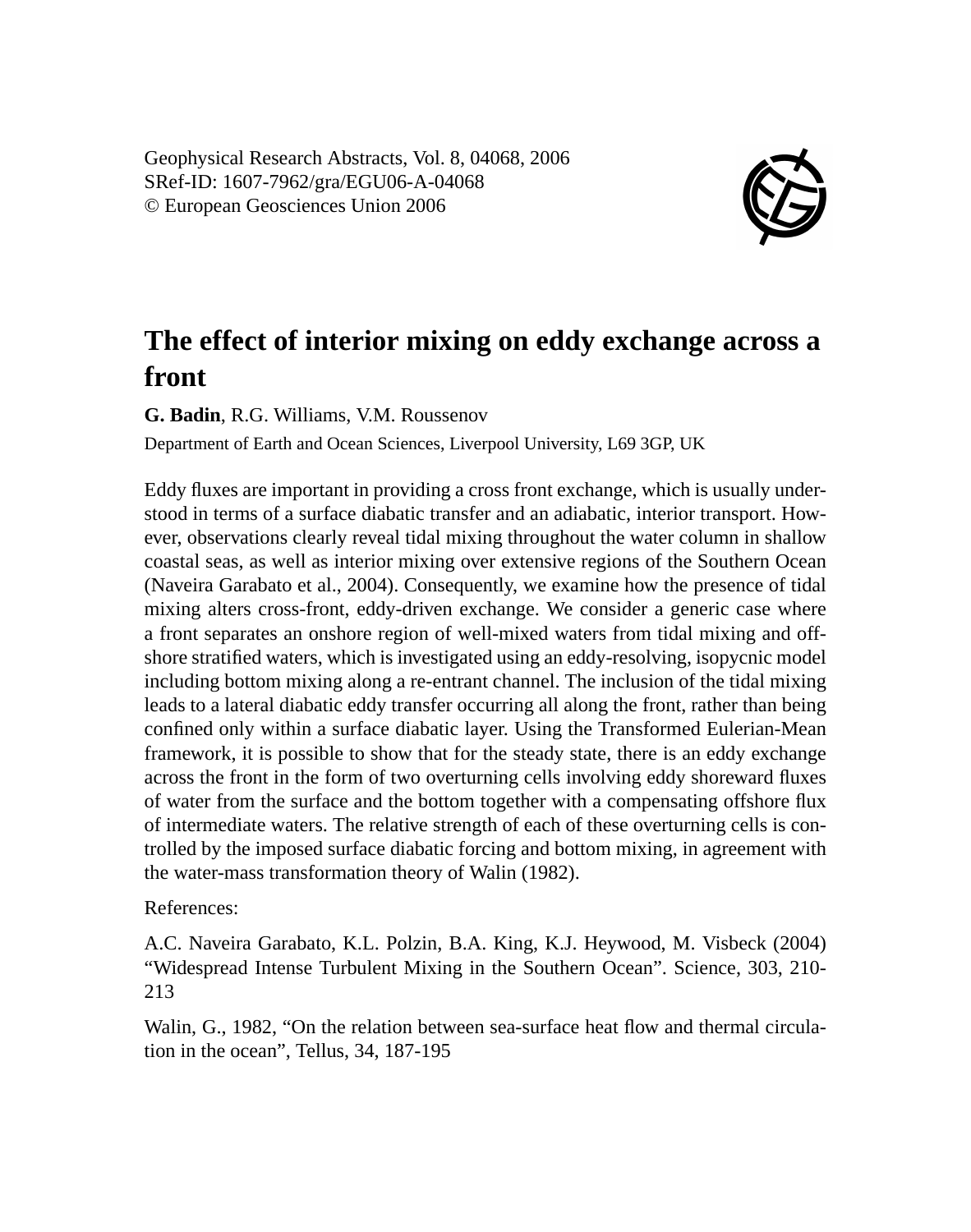Geophysical Research Abstracts, Vol. 8, 04068, 2006
SRef-ID: 1607-7962/gra/EGU06-A-04068
© European Geosciences Union 2006

# The effect of interior mixing on eddy exchange across a front

**G. Badin**, R.G. Williams, V.M. Roussenov

Department of Earth and Ocean Sciences, Liverpool University, L69 3GP, UK

Eddy fluxes are important in providing a cross front exchange, which is usually understood in terms of a surface diabatic transfer and an adiabatic, interior transport. However, observations clearly reveal tidal mixing throughout the water column in shallow coastal seas, as well as interior mixing over extensive regions of the Southern Ocean (Naveira Garabato et al., 2004). Consequently, we examine how the presence of tidal mixing alters cross-front, eddy-driven exchange. We consider a generic case where a front separates an onshore region of well-mixed waters from tidal mixing and offshore stratified waters, which is investigated using an eddy-resolving, isopycnic model including bottom mixing along a re-entrant channel. The inclusion of the tidal mixing leads to a lateral diabatic eddy transfer occurring all along the front, rather than being confined only within a surface diabatic layer. Using the Transformed Eulerian-Mean framework, it is possible to show that for the steady state, there is an eddy exchange across the front in the form of two overturning cells involving eddy shoreward fluxes of water from the surface and the bottom together with a compensating offshore flux of intermediate waters. The relative strength of each of these overturning cells is controlled by the imposed surface diabatic forcing and bottom mixing, in agreement with the water-mass transformation theory of Walin (1982).

References:

A.C. Naveira Garabato, K.L. Polzin, B.A. King, K.J. Heywood, M. Visbeck (2004) "Widespread Intense Turbulent Mixing in the Southern Ocean". Science, 303, 210-213

Walin, G., 1982, "On the relation between sea-surface heat flow and thermal circulation in the ocean", Tellus, 34, 187-195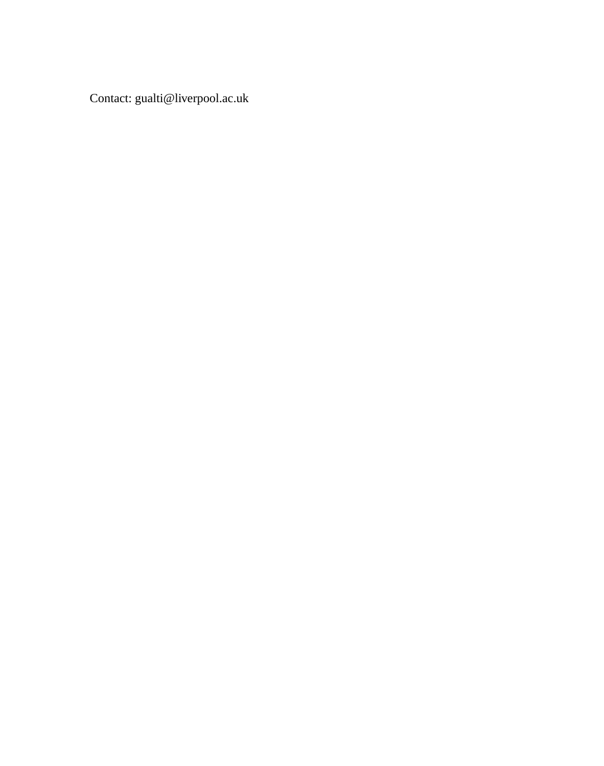Contact: gualti@liverpool.ac.uk